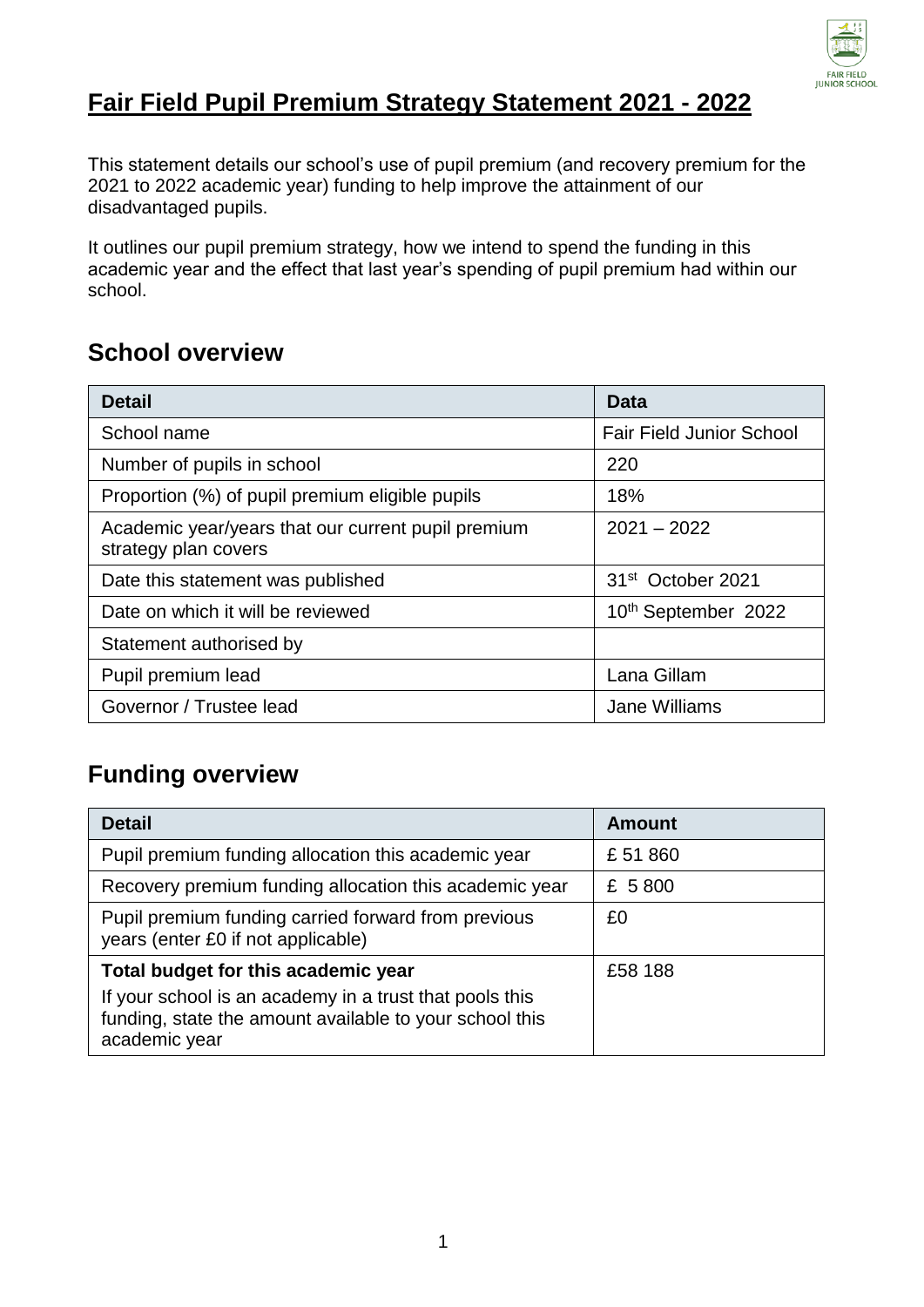# Fair Field Pupil Premium Strategy Statement 2021 - 2022

This statement details our school's use of pupil premium (and recovery premium for the 2021 to 2022 academic year) funding to help improve the attainment of our disadvantaged pupils.

It outlines our pupil premium strategy, how we intend to spend the funding in this academic year and the effect that last year's spending of pupil premium had within our school.

## School overview

| Detail | Data |
|---|---|
| School name | Fair Field Junior School |
| Number of pupils in school | 220 |
| Proportion (%) of pupil premium eligible pupils | 18% |
| Academic year/years that our current pupil premium strategy plan covers | 2021 – 2022 |
| Date this statement was published | 31st October 2021 |
| Date on which it will be reviewed | 10th September 2022 |
| Statement authorised by | |
| Pupil premium lead | Lana Gillam |
| Governor / Trustee lead | Jane Williams |

## Funding overview

| Detail | Amount |
|---|---|
| Pupil premium funding allocation this academic year | £ 51 860 |
| Recovery premium funding allocation this academic year | £ 5 800 |
| Pupil premium funding carried forward from previous years (enter £0 if not applicable) | £0 |
| **Total budget for this academic year** If your school is an academy in a trust that pools this funding, state the amount available to your school this academic year | £58 188 |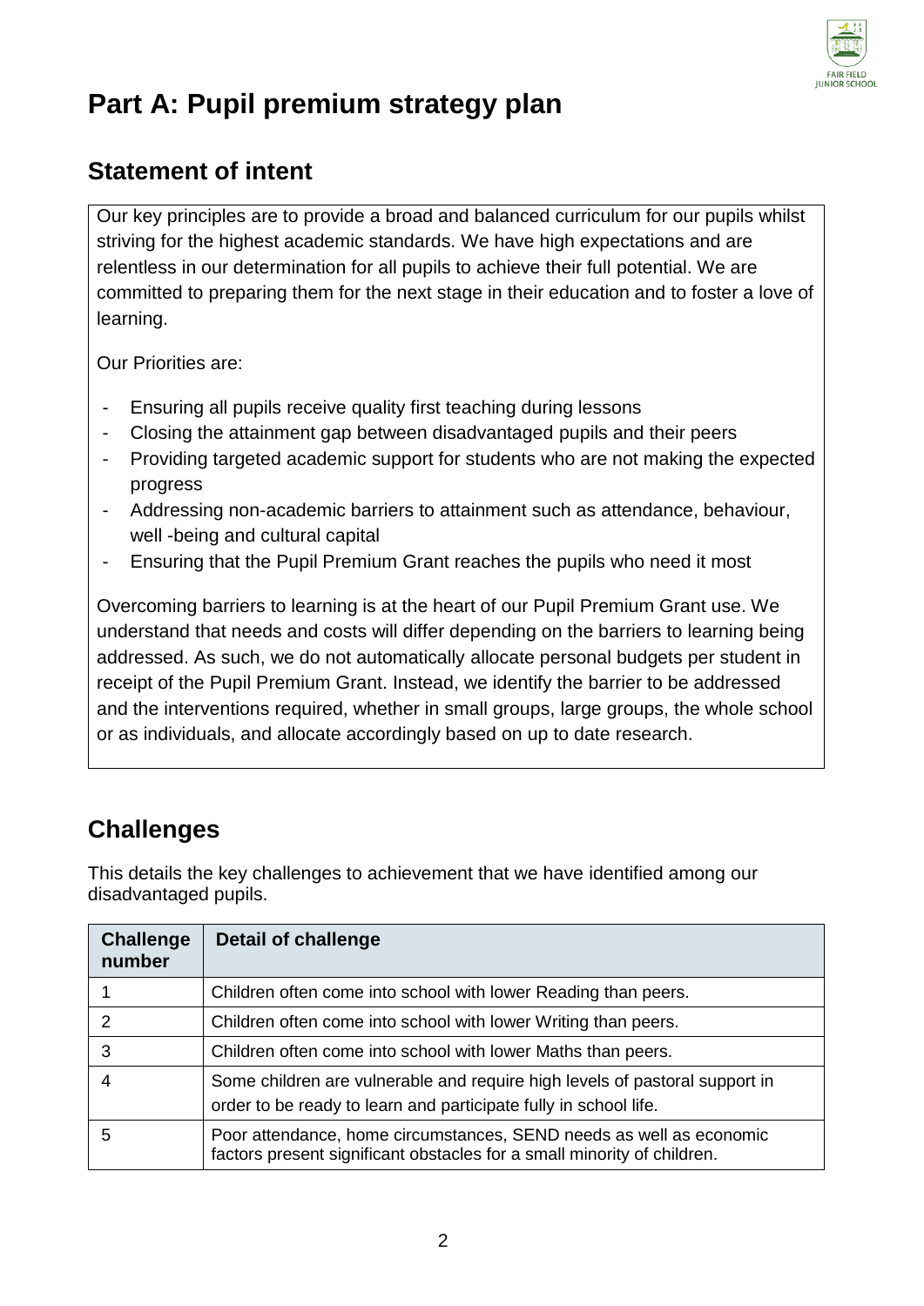# Part A: Pupil premium strategy plan

## Statement of intent

Our key principles are to provide a broad and balanced curriculum for our pupils whilst striving for the highest academic standards. We have high expectations and are relentless in our determination for all pupils to achieve their full potential. We are committed to preparing them for the next stage in their education and to foster a love of learning.

Our Priorities are:

- Ensuring all pupils receive quality first teaching during lessons
- Closing the attainment gap between disadvantaged pupils and their peers
- Providing targeted academic support for students who are not making the expected progress
- Addressing non-academic barriers to attainment such as attendance, behaviour, well -being and cultural capital
- Ensuring that the Pupil Premium Grant reaches the pupils who need it most

Overcoming barriers to learning is at the heart of our Pupil Premium Grant use. We understand that needs and costs will differ depending on the barriers to learning being addressed. As such, we do not automatically allocate personal budgets per student in receipt of the Pupil Premium Grant. Instead, we identify the barrier to be addressed and the interventions required, whether in small groups, large groups, the whole school or as individuals, and allocate accordingly based on up to date research.

## Challenges

This details the key challenges to achievement that we have identified among our disadvantaged pupils.

| Challenge number | Detail of challenge |
|---|---|
| 1 | Children often come into school with lower Reading than peers. |
| 2 | Children often come into school with lower Writing than peers. |
| 3 | Children often come into school with lower Maths than peers. |
| 4 | Some children are vulnerable and require high levels of pastoral support in order to be ready to learn and participate fully in school life. |
| 5 | Poor attendance, home circumstances, SEND needs as well as economic factors present significant obstacles for a small minority of children. |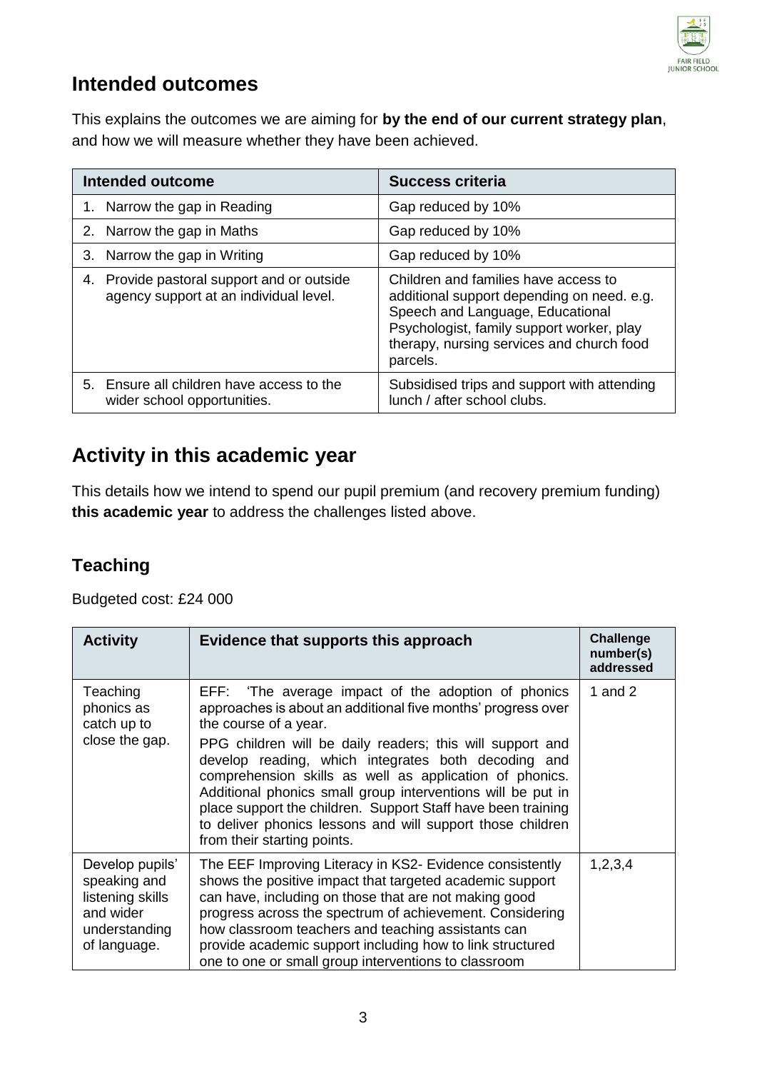## Intended outcomes

This explains the outcomes we are aiming for **by the end of our current strategy plan**, and how we will measure whether they have been achieved.

| Intended outcome | Success criteria |
| --- | --- |
| 1. Narrow the gap in Reading | Gap reduced by 10% |
| 2. Narrow the gap in Maths | Gap reduced by 10% |
| 3. Narrow the gap in Writing | Gap reduced by 10% |
| 4. Provide pastoral support and or outside agency support at an individual level. | Children and families have access to additional support depending on need. e.g. Speech and Language, Educational Psychologist, family support worker, play therapy, nursing services and church food parcels. |
| 5. Ensure all children have access to the wider school opportunities. | Subsidised trips and support with attending lunch / after school clubs. |

## Activity in this academic year

This details how we intend to spend our pupil premium (and recovery premium funding) **this academic year** to address the challenges listed above.

### Teaching

Budgeted cost: £24 000

| Activity | Evidence that supports this approach | Challenge number(s) addressed |
| --- | --- | --- |
| Teaching phonics as catch up to close the gap. | EFF: 'The average impact of the adoption of phonics approaches is about an additional five months' progress over the course of a year.<br><br>PPG children will be daily readers; this will support and develop reading, which integrates both decoding and comprehension skills as well as application of phonics. Additional phonics small group interventions will be put in place support the children. Support Staff have been training to deliver phonics lessons and will support those children from their starting points. | 1 and 2 |
| Develop pupils' speaking and listening skills and wider understanding of language. | The EEF Improving Literacy in KS2- Evidence consistently shows the positive impact that targeted academic support can have, including on those that are not making good progress across the spectrum of achievement. Considering how classroom teachers and teaching assistants can provide academic support including how to link structured one to one or small group interventions to classroom | 1,2,3,4 |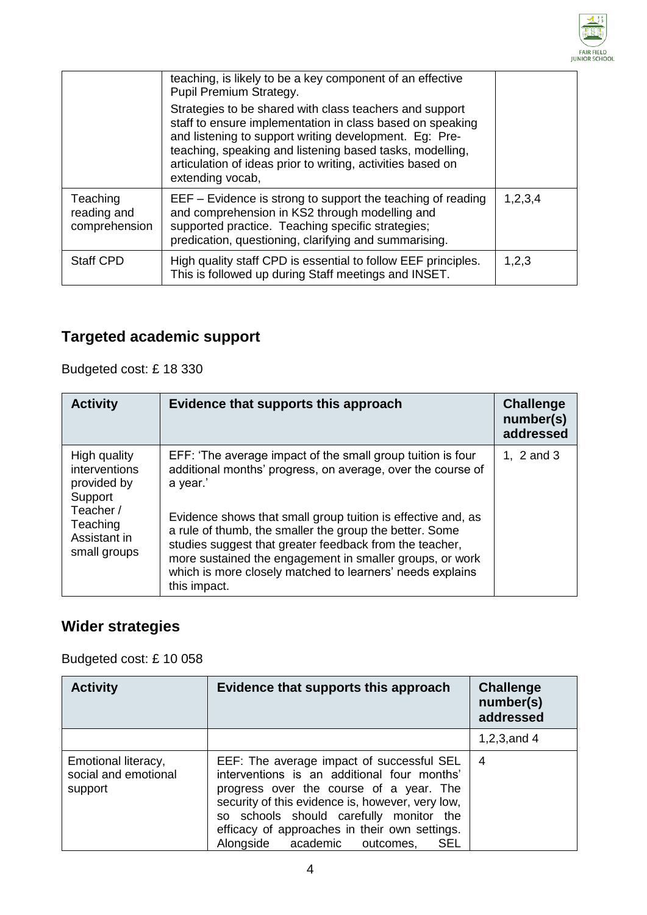| | | |
|---|---|---|
| | teaching, is likely to be a key component of an effective Pupil Premium Strategy.<br><br>Strategies to be shared with class teachers and support staff to ensure implementation in class based on speaking and listening to support writing development. Eg: Pre-teaching, speaking and listening based tasks, modelling, articulation of ideas prior to writing, activities based on extending vocab, | |
| Teaching reading and comprehension | EEF – Evidence is strong to support the teaching of reading and comprehension in KS2 through modelling and supported practice. Teaching specific strategies; predication, questioning, clarifying and summarising. | 1,2,3,4 |
| Staff CPD | High quality staff CPD is essential to follow EEF principles. This is followed up during Staff meetings and INSET. | 1,2,3 |

## Targeted academic support

Budgeted cost: £ 18 330

| Activity | Evidence that supports this approach | Challenge number(s) addressed |
|---|---|---|
| High quality interventions provided by Support Teacher / Teaching Assistant in small groups | EFF: 'The average impact of the small group tuition is four additional months' progress, on average, over the course of a year.'<br><br>Evidence shows that small group tuition is effective and, as a rule of thumb, the smaller the group the better. Some studies suggest that greater feedback from the teacher, more sustained the engagement in smaller groups, or work which is more closely matched to learners' needs explains this impact. | 1, 2 and 3 |

## Wider strategies

Budgeted cost: £ 10 058

| Activity | Evidence that supports this approach | Challenge number(s) addressed |
|---|---|---|
| | | 1,2,3,and 4 |
| Emotional literacy, social and emotional support | EEF: The average impact of successful SEL interventions is an additional four months' progress over the course of a year. The security of this evidence is, however, very low, so schools should carefully monitor the efficacy of approaches in their own settings. Alongside academic outcomes, SEL | 4 |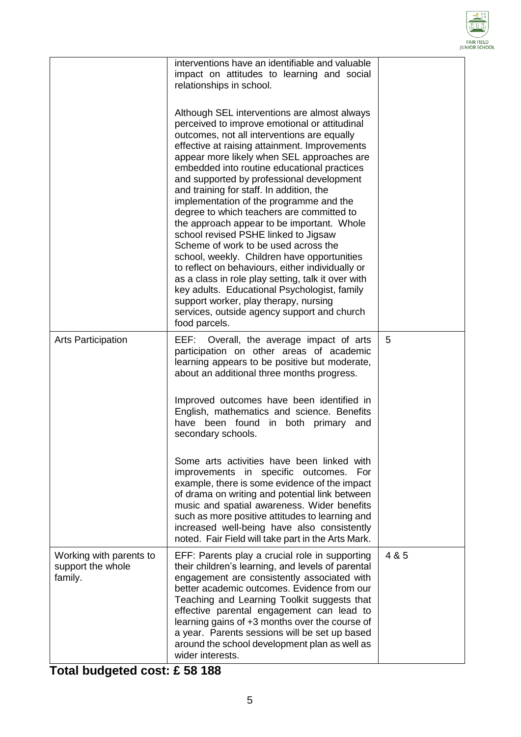| | | |
|---|---|---|
| | interventions have an identifiable and valuable impact on attitudes to learning and social relationships in school.<br><br>Although SEL interventions are almost always perceived to improve emotional or attitudinal outcomes, not all interventions are equally effective at raising attainment. Improvements appear more likely when SEL approaches are embedded into routine educational practices and supported by professional development and training for staff. In addition, the implementation of the programme and the degree to which teachers are committed to the approach appear to be important. Whole school revised PSHE linked to Jigsaw Scheme of work to be used across the school, weekly. Children have opportunities to reflect on behaviours, either individually or as a class in role play setting, talk it over with key adults. Educational Psychologist, family support worker, play therapy, nursing services, outside agency support and church food parcels. | |
| Arts Participation | EEF: Overall, the average impact of arts participation on other areas of academic learning appears to be positive but moderate, about an additional three months progress.<br><br>Improved outcomes have been identified in English, mathematics and science. Benefits have been found in both primary and secondary schools.<br><br>Some arts activities have been linked with improvements in specific outcomes. For example, there is some evidence of the impact of drama on writing and potential link between music and spatial awareness. Wider benefits such as more positive attitudes to learning and increased well-being have also consistently noted. Fair Field will take part in the Arts Mark. | 5 |
| Working with parents to support the whole family. | EFF: Parents play a crucial role in supporting their children's learning, and levels of parental engagement are consistently associated with better academic outcomes. Evidence from our Teaching and Learning Toolkit suggests that effective parental engagement can lead to learning gains of +3 months over the course of a year. Parents sessions will be set up based around the school development plan as well as wider interests. | 4 & 5 |

**Total budgeted cost: £ 58 188**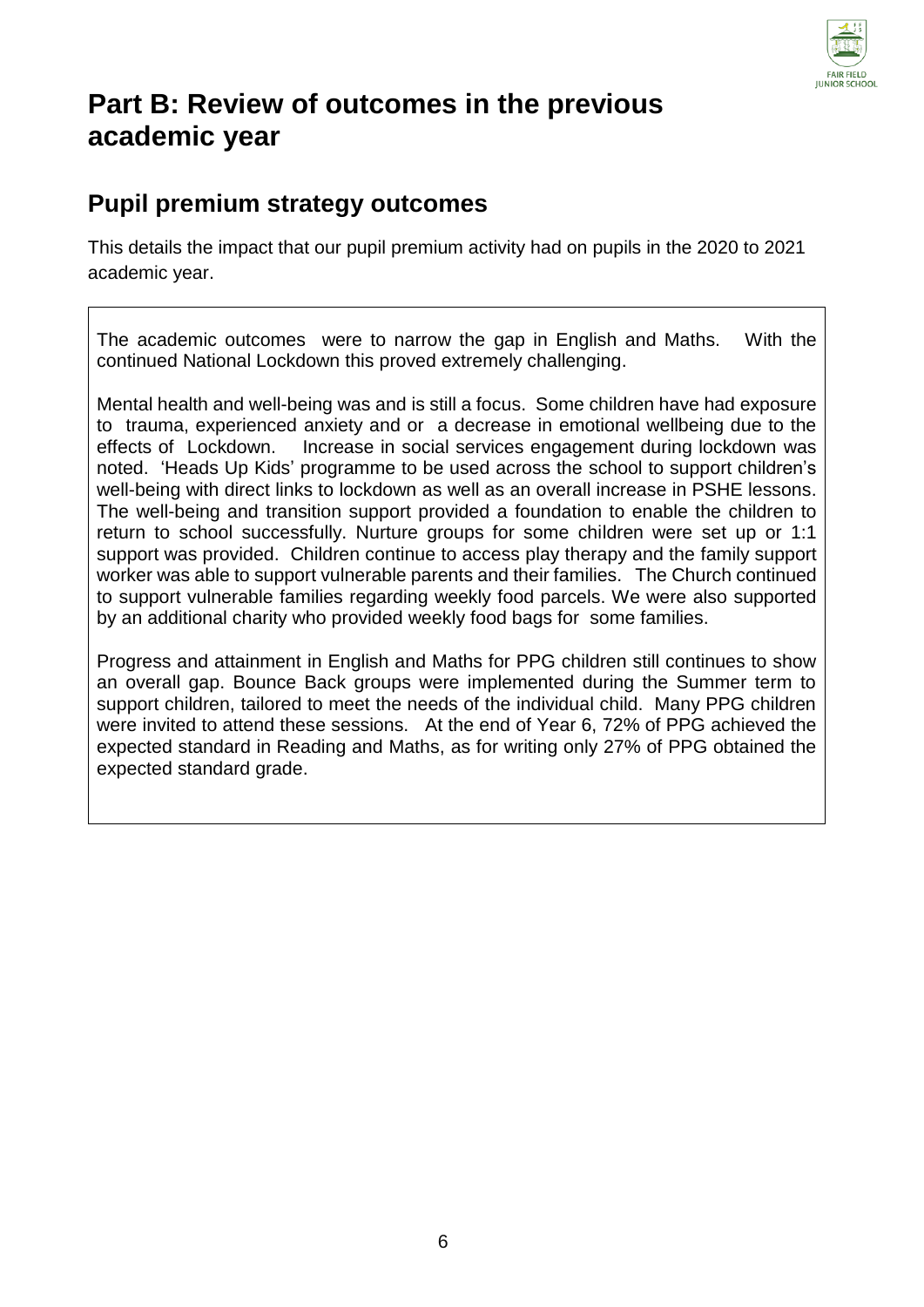# Part B: Review of outcomes in the previous academic year

## Pupil premium strategy outcomes

This details the impact that our pupil premium activity had on pupils in the 2020 to 2021 academic year.

The academic outcomes were to narrow the gap in English and Maths. With the continued National Lockdown this proved extremely challenging.

Mental health and well-being was and is still a focus. Some children have had exposure to trauma, experienced anxiety and or a decrease in emotional wellbeing due to the effects of Lockdown. Increase in social services engagement during lockdown was noted. 'Heads Up Kids' programme to be used across the school to support children's well-being with direct links to lockdown as well as an overall increase in PSHE lessons. The well-being and transition support provided a foundation to enable the children to return to school successfully. Nurture groups for some children were set up or 1:1 support was provided. Children continue to access play therapy and the family support worker was able to support vulnerable parents and their families. The Church continued to support vulnerable families regarding weekly food parcels. We were also supported by an additional charity who provided weekly food bags for some families.

Progress and attainment in English and Maths for PPG children still continues to show an overall gap. Bounce Back groups were implemented during the Summer term to support children, tailored to meet the needs of the individual child. Many PPG children were invited to attend these sessions. At the end of Year 6, 72% of PPG achieved the expected standard in Reading and Maths, as for writing only 27% of PPG obtained the expected standard grade.